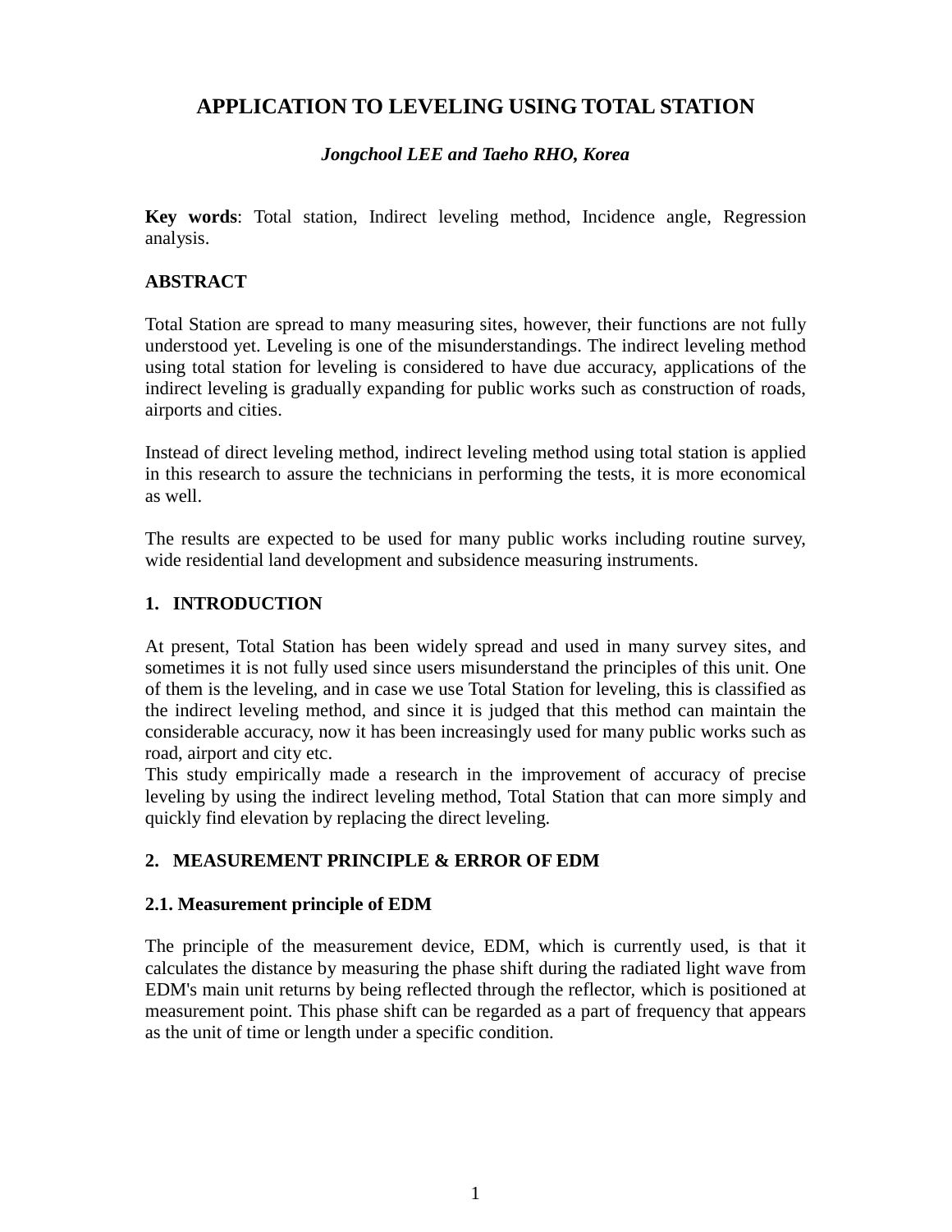# APPLICATION TO LEVELING USING TOTAL STATION

***Jongchool LEE and Taeho RHO, Korea***

**Key words**: Total station, Indirect leveling method, Incidence angle, Regression analysis.

## ABSTRACT

Total Station are spread to many measuring sites, however, their functions are not fully understood yet. Leveling is one of the misunderstandings. The indirect leveling method using total station for leveling is considered to have due accuracy, applications of the indirect leveling is gradually expanding for public works such as construction of roads, airports and cities.

Instead of direct leveling method, indirect leveling method using total station is applied in this research to assure the technicians in performing the tests, it is more economical as well.

The results are expected to be used for many public works including routine survey, wide residential land development and subsidence measuring instruments.

## 1. INTRODUCTION

At present, Total Station has been widely spread and used in many survey sites, and sometimes it is not fully used since users misunderstand the principles of this unit. One of them is the leveling, and in case we use Total Station for leveling, this is classified as the indirect leveling method, and since it is judged that this method can maintain the considerable accuracy, now it has been increasingly used for many public works such as road, airport and city etc.

This study empirically made a research in the improvement of accuracy of precise leveling by using the indirect leveling method, Total Station that can more simply and quickly find elevation by replacing the direct leveling.

## 2. MEASUREMENT PRINCIPLE & ERROR OF EDM

### 2.1. Measurement principle of EDM

The principle of the measurement device, EDM, which is currently used, is that it calculates the distance by measuring the phase shift during the radiated light wave from EDM's main unit returns by being reflected through the reflector, which is positioned at measurement point. This phase shift can be regarded as a part of frequency that appears as the unit of time or length under a specific condition.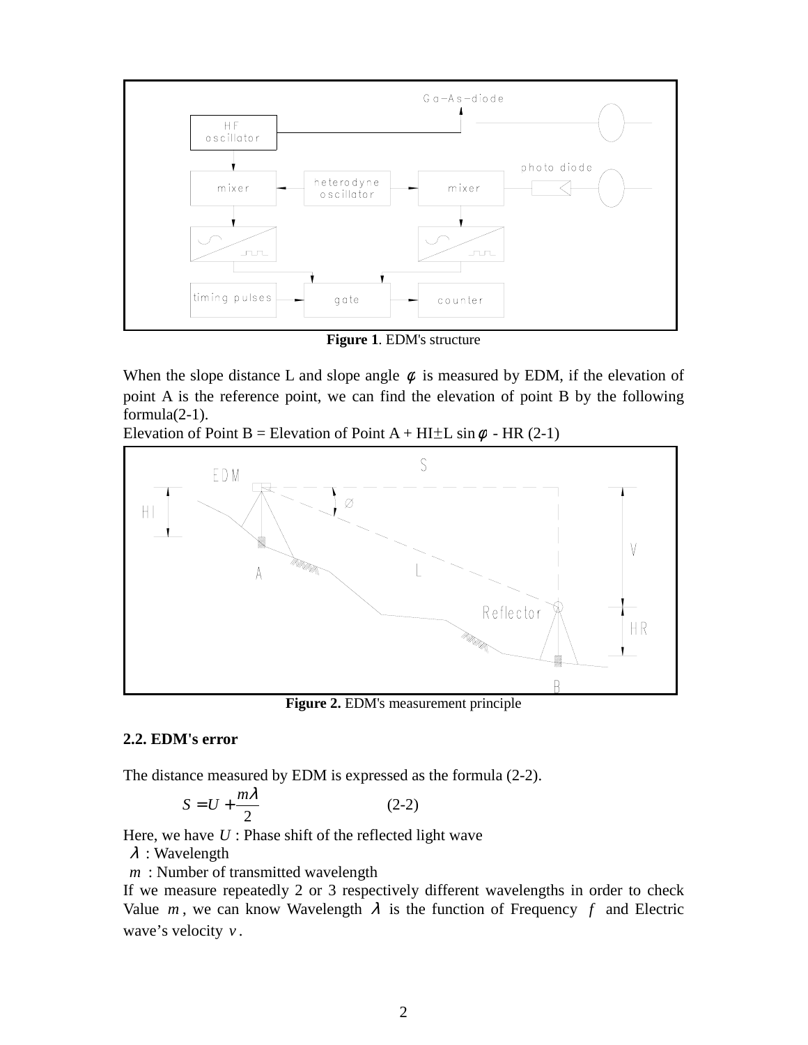**Figure 1**. EDM's structure

When the slope distance L and slope angle $\phi$ is measured by EDM, if the elevation of point A is the reference point, we can find the elevation of point B by the following formula(2-1).

Elevation of Point B = Elevation of Point A + HI$\pm$L sin$\phi$ - HR (2-1)

**Figure 2.** EDM's measurement principle

### 2.2. EDM's error

The distance measured by EDM is expressed as the formula (2-2).

$$S = U + \frac{m\lambda}{2} \qquad (2\text{-}2)$$

Here, we have $U$ : Phase shift of the reflected light wave

$\lambda$ : Wavelength

$m$ : Number of transmitted wavelength

If we measure repeatedly 2 or 3 respectively different wavelengths in order to check Value $m$, we can know Wavelength $\lambda$ is the function of Frequency $f$ and Electric wave's velocity $v$.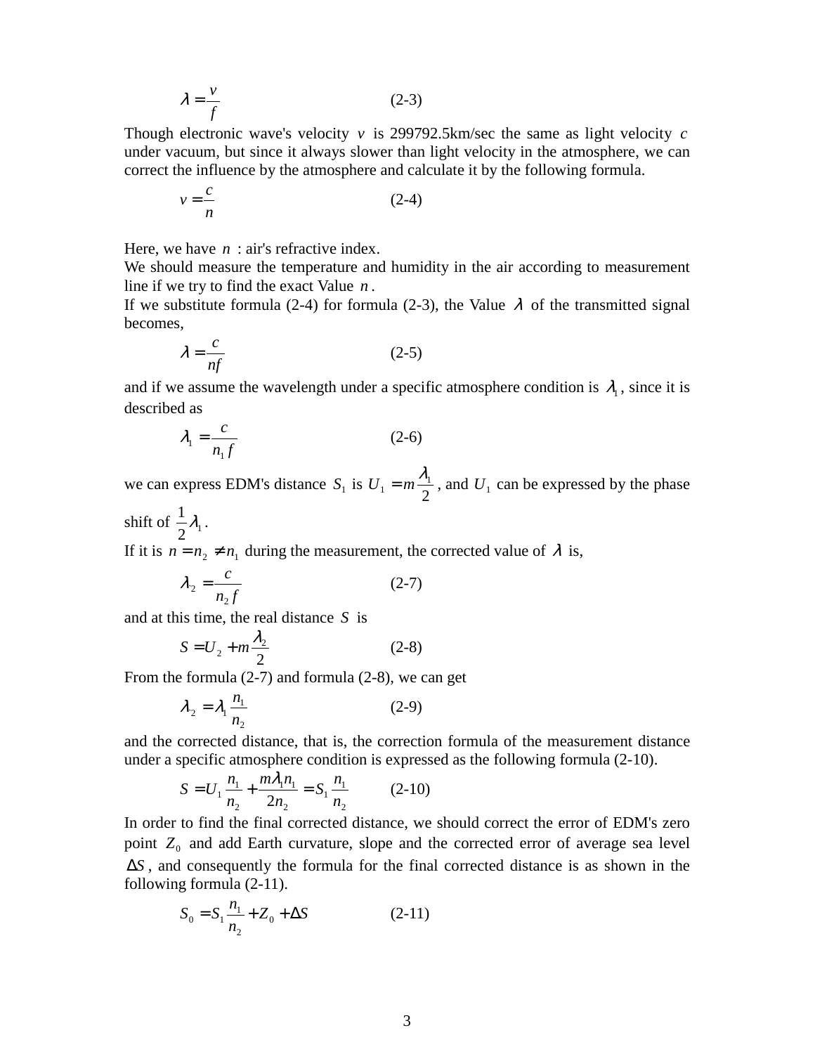$$\lambda = \frac{v}{f} \qquad (2\text{-}3)$$

Though electronic wave's velocity $v$ is 299792.5km/sec the same as light velocity $c$ under vacuum, but since it always slower than light velocity in the atmosphere, we can correct the influence by the atmosphere and calculate it by the following formula.

$$v = \frac{c}{n} \qquad (2\text{-}4)$$

Here, we have $n$ : air's refractive index.

We should measure the temperature and humidity in the air according to measurement line if we try to find the exact Value $n$.

If we substitute formula (2-4) for formula (2-3), the Value $\lambda$ of the transmitted signal becomes,

$$\lambda = \frac{c}{nf} \qquad (2\text{-}5)$$

and if we assume the wavelength under a specific atmosphere condition is $\lambda_1$, since it is described as

$$\lambda_1 = \frac{c}{n_1 f} \qquad (2\text{-}6)$$

we can express EDM's distance $S_1$ is $U_1 = m\frac{\lambda_1}{2}$, and $U_1$ can be expressed by the phase shift of $\frac{1}{2}\lambda_1$.

If it is $n = n_2 \neq n_1$ during the measurement, the corrected value of $\lambda$ is,

$$\lambda_2 = \frac{c}{n_2 f} \qquad (2\text{-}7)$$

and at this time, the real distance $S$ is

$$S = U_2 + m\frac{\lambda_2}{2} \qquad (2\text{-}8)$$

From the formula (2-7) and formula (2-8), we can get

$$\lambda_2 = \lambda_1 \frac{n_1}{n_2} \qquad (2\text{-}9)$$

and the corrected distance, that is, the correction formula of the measurement distance under a specific atmosphere condition is expressed as the following formula (2-10).

$$S = U_1 \frac{n_1}{n_2} + \frac{m\lambda_1 n_1}{2n_2} = S_1 \frac{n_1}{n_2} \qquad (2\text{-}10)$$

In order to find the final corrected distance, we should correct the error of EDM's zero point $Z_0$ and add Earth curvature, slope and the corrected error of average sea level $\Delta S$, and consequently the formula for the final corrected distance is as shown in the following formula (2-11).

$$S_0 = S_1 \frac{n_1}{n_2} + Z_0 + \Delta S \qquad (2\text{-}11)$$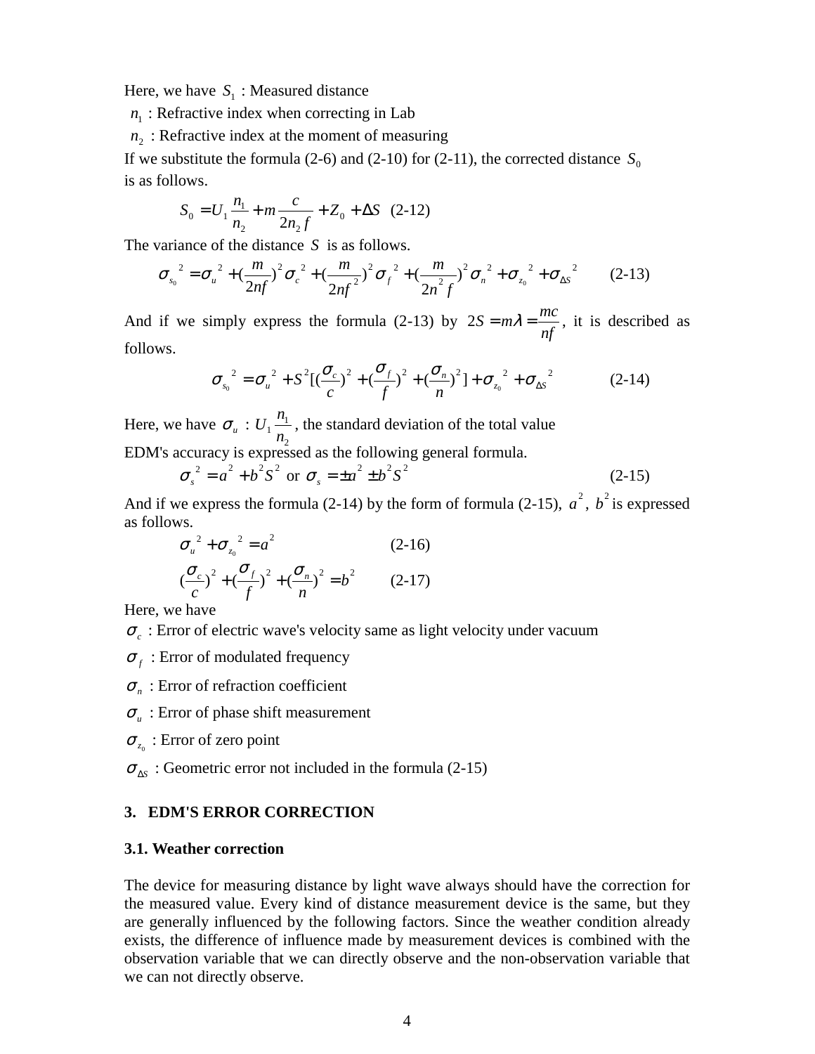Here, we have $S_1$ : Measured distance

$n_1$ : Refractive index when correcting in Lab

$n_2$ : Refractive index at the moment of measuring

If we substitute the formula (2-6) and (2-10) for (2-11), the corrected distance $S_0$ is as follows.

$$S_0 = U_1 \frac{n_1}{n_2} + m \frac{c}{2n_2 f} + Z_0 + \Delta S \quad (2\text{-}12)$$

The variance of the distance $S$ is as follows.

$$\sigma_{s_0}{}^2 = \sigma_u{}^2 + (\frac{m}{2nf})^2 \sigma_c{}^2 + (\frac{m}{2nf^2})^2 \sigma_f{}^2 + (\frac{m}{2n^2 f})^2 \sigma_n{}^2 + \sigma_{z_0}{}^2 + \sigma_{\Delta S}{}^2 \qquad (2\text{-}13)$$

And if we simply express the formula (2-13) by $2S = m\lambda = \frac{mc}{nf}$, it is described as follows.

$$\sigma_{s_0}{}^2 = \sigma_u{}^2 + S^2[(\frac{\sigma_c}{c})^2 + (\frac{\sigma_f}{f})^2 + (\frac{\sigma_n}{n})^2] + \sigma_{z_0}{}^2 + \sigma_{\Delta S}{}^2 \qquad (2\text{-}14)$$

Here, we have $\sigma_u$ : $U_1 \frac{n_1}{n_2}$, the standard deviation of the total value

EDM's accuracy is expressed as the following general formula.

$$\sigma_s{}^2 = a^2 + b^2 S^2 \text{ or } \sigma_s = \pm a^2 \pm b^2 S^2 \qquad (2\text{-}15)$$

And if we express the formula (2-14) by the form of formula (2-15), $a^2$, $b^2$ is expressed as follows.

$$\sigma_u{}^2 + \sigma_{z_0}{}^2 = a^2 \qquad (2\text{-}16)$$

$$(\frac{\sigma_c}{c})^2 + (\frac{\sigma_f}{f})^2 + (\frac{\sigma_n}{n})^2 = b^2 \qquad (2\text{-}17)$$

Here, we have

$\sigma_c$ : Error of electric wave's velocity same as light velocity under vacuum

$\sigma_f$ : Error of modulated frequency

$\sigma_n$ : Error of refraction coefficient

$\sigma_u$ : Error of phase shift measurement

$\sigma_{z_0}$ : Error of zero point

$\sigma_{\Delta S}$ : Geometric error not included in the formula (2-15)

## 3. EDM'S ERROR CORRECTION

### 3.1. Weather correction

The device for measuring distance by light wave always should have the correction for the measured value. Every kind of distance measurement device is the same, but they are generally influenced by the following factors. Since the weather condition already exists, the difference of influence made by measurement devices is combined with the observation variable that we can directly observe and the non-observation variable that we can not directly observe.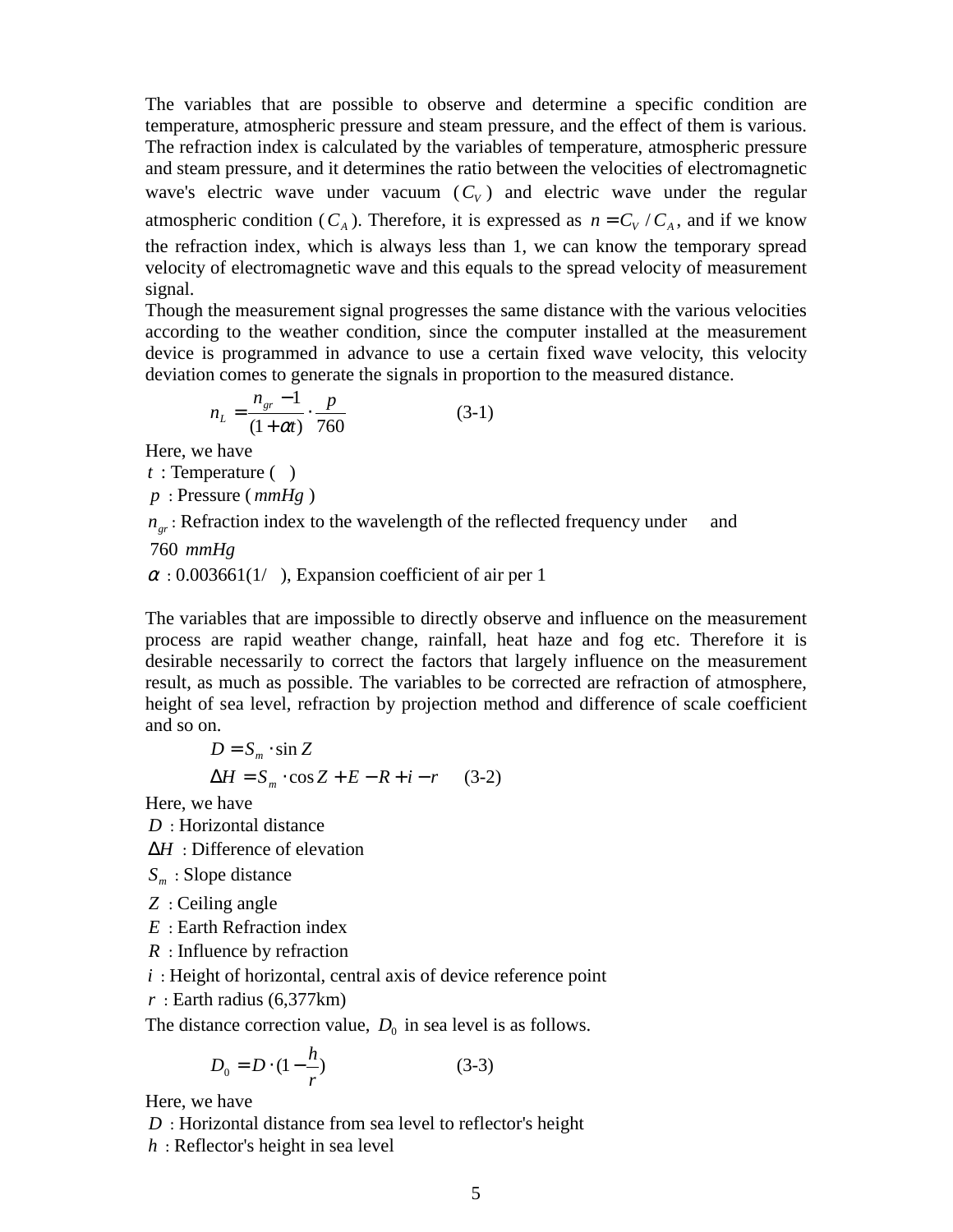The variables that are possible to observe and determine a specific condition are temperature, atmospheric pressure and steam pressure, and the effect of them is various. The refraction index is calculated by the variables of temperature, atmospheric pressure and steam pressure, and it determines the ratio between the velocities of electromagnetic wave's electric wave under vacuum ($C_V$) and electric wave under the regular atmospheric condition ($C_A$). Therefore, it is expressed as $n = C_V / C_A$, and if we know the refraction index, which is always less than 1, we can know the temporary spread velocity of electromagnetic wave and this equals to the spread velocity of measurement signal.

Though the measurement signal progresses the same distance with the various velocities according to the weather condition, since the computer installed at the measurement device is programmed in advance to use a certain fixed wave velocity, this velocity deviation comes to generate the signals in proportion to the measured distance.

$$n_L = \frac{n_{gr} - 1}{(1 + \alpha t)} \cdot \frac{p}{760} \qquad \text{(3-1)}$$

Here, we have

$t$ : Temperature ( )

$p$ : Pressure ($mmHg$)

$n_{gr}$ : Refraction index to the wavelength of the reflected frequency under and $760\ mmHg$

$\alpha$ : 0.003661(1/ ), Expansion coefficient of air per 1

The variables that are impossible to directly observe and influence on the measurement process are rapid weather change, rainfall, heat haze and fog etc. Therefore it is desirable necessarily to correct the factors that largely influence on the measurement result, as much as possible. The variables to be corrected are refraction of atmosphere, height of sea level, refraction by projection method and difference of scale coefficient and so on.

$$D = S_m \cdot \sin Z$$
$$\Delta H = S_m \cdot \cos Z + E - R + i - r \qquad \text{(3-2)}$$

Here, we have

$D$ : Horizontal distance

$\Delta H$ : Difference of elevation

$S_m$ : Slope distance

$Z$ : Ceiling angle

$E$ : Earth Refraction index

$R$ : Influence by refraction

$i$ : Height of horizontal, central axis of device reference point

$r$ : Earth radius (6,377km)

The distance correction value, $D_0$ in sea level is as follows.

$$D_0 = D \cdot (1 - \frac{h}{r}) \qquad \text{(3-3)}$$

Here, we have

$D$ : Horizontal distance from sea level to reflector's height

$h$ : Reflector's height in sea level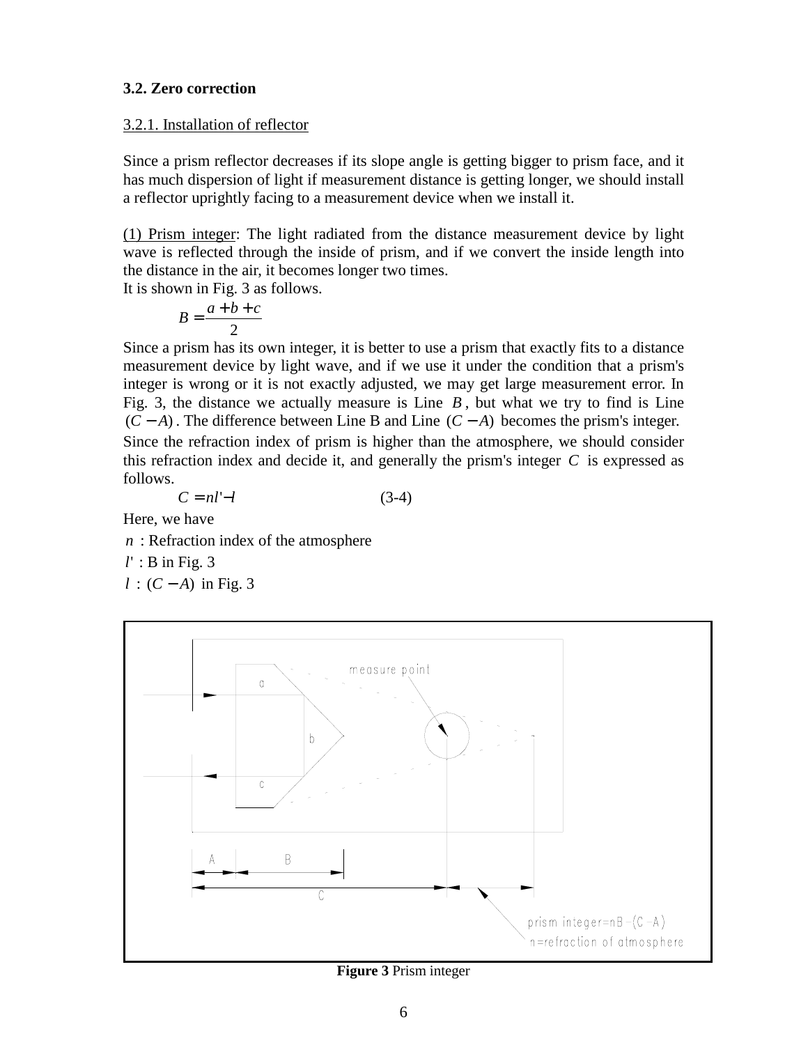### 3.2. Zero correction

3.2.1. Installation of reflector

Since a prism reflector decreases if its slope angle is getting bigger to prism face, and it has much dispersion of light if measurement distance is getting longer, we should install a reflector uprightly facing to a measurement device when we install it.

(1) Prism integer: The light radiated from the distance measurement device by light wave is reflected through the inside of prism, and if we convert the inside length into the distance in the air, it becomes longer two times.
It is shown in Fig. 3 as follows.

$$B = \frac{a+b+c}{2}$$

Since a prism has its own integer, it is better to use a prism that exactly fits to a distance measurement device by light wave, and if we use it under the condition that a prism's integer is wrong or it is not exactly adjusted, we may get large measurement error. In Fig. 3, the distance we actually measure is Line $B$, but what we try to find is Line $(C-A)$. The difference between Line B and Line $(C-A)$ becomes the prism's integer.
Since the refraction index of prism is higher than the atmosphere, we should consider this refraction index and decide it, and generally the prism's integer $C$ is expressed as follows.

$$C = nl' - l \qquad \text{(3-4)}$$

Here, we have

$n$ : Refraction index of the atmosphere

$l'$ : B in Fig. 3

$l$ : $(C-A)$ in Fig. 3

**Figure 3** Prism integer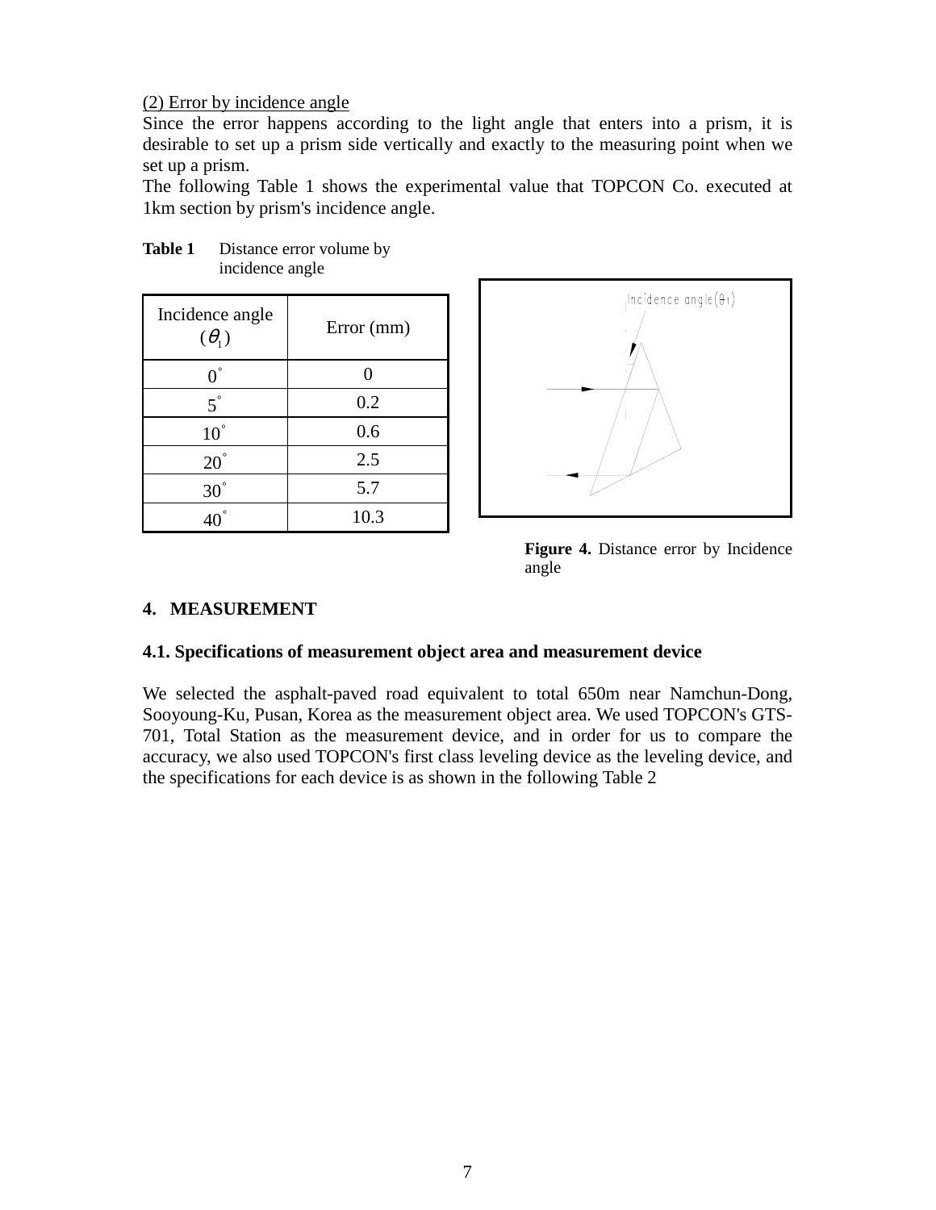(2) Error by incidence angle

Since the error happens according to the light angle that enters into a prism, it is desirable to set up a prism side vertically and exactly to the measuring point when we set up a prism.

The following Table 1 shows the experimental value that TOPCON Co. executed at 1km section by prism's incidence angle.

**Table 1** Distance error volume by incidence angle

| Incidence angle ($\theta_1$) | Error (mm) |
|---|---|
| $0^\circ$ | 0 |
| $5^\circ$ | 0.2 |
| $10^\circ$ | 0.6 |
| $20^\circ$ | 2.5 |
| $30^\circ$ | 5.7 |
| $40^\circ$ | 10.3 |

Incidence angle($\theta_1$)

**Figure 4.** Distance error by Incidence angle

## 4. MEASUREMENT

### 4.1. Specifications of measurement object area and measurement device

We selected the asphalt-paved road equivalent to total 650m near Namchun-Dong, Sooyoung-Ku, Pusan, Korea as the measurement object area. We used TOPCON's GTS-701, Total Station as the measurement device, and in order for us to compare the accuracy, we also used TOPCON's first class leveling device as the leveling device, and the specifications for each device is as shown in the following Table 2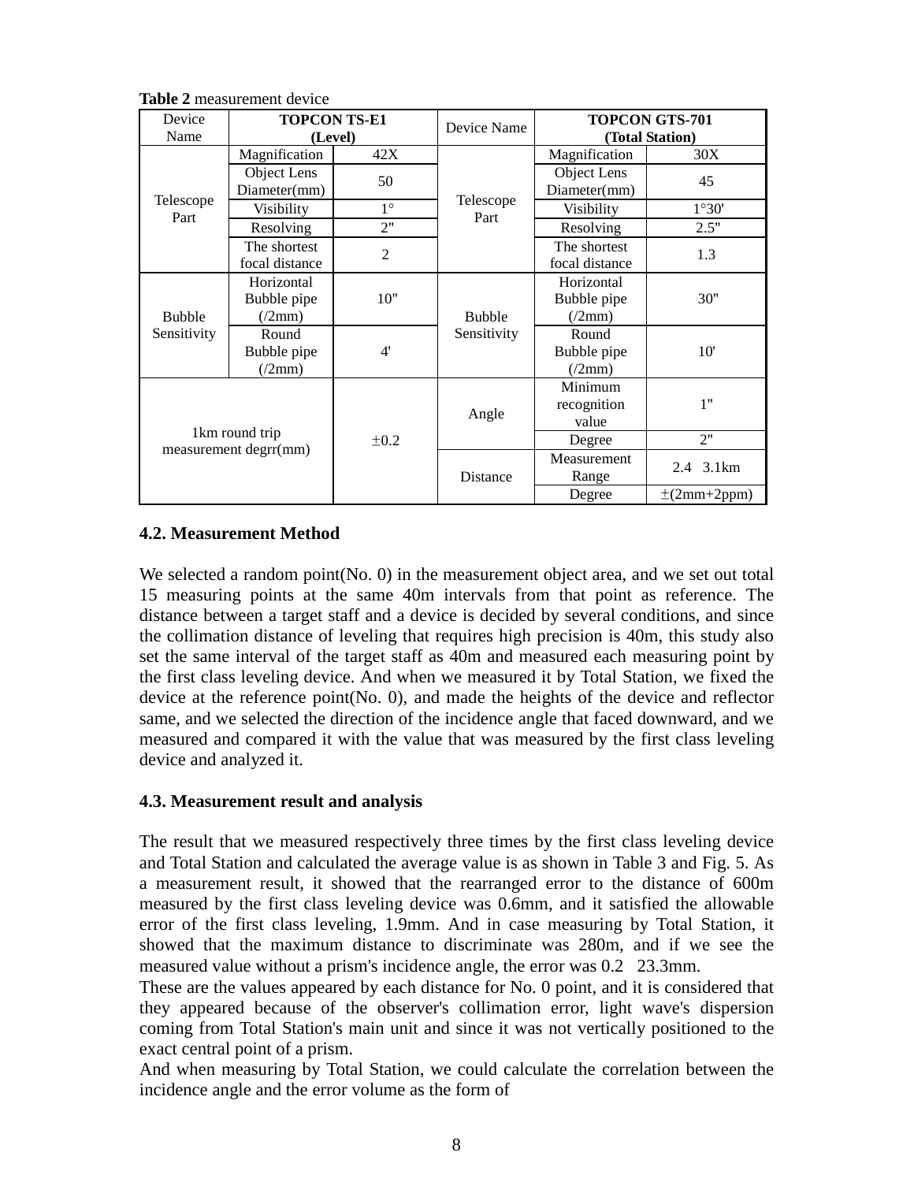**Table 2** measurement device

| Device Name | TOPCON TS-E1 (Level) | | Device Name | TOPCON GTS-701 (Total Station) | |
|---|---|---|---|---|---|
| Telescope Part | Magnification | 42X | Telescope Part | Magnification | 30X |
| | Object Lens Diameter(mm) | 50 | | Object Lens Diameter(mm) | 45 |
| | Visibility | 1° | | Visibility | 1°30' |
| | Resolving | 2" | | Resolving | 2.5" |
| | The shortest focal distance | 2 | | The shortest focal distance | 1.3 |
| Bubble Sensitivity | Horizontal Bubble pipe (/2mm) | 10" | Bubble Sensitivity | Horizontal Bubble pipe (/2mm) | 30" |
| | Round Bubble pipe (/2mm) | 4' | | Round Bubble pipe (/2mm) | 10' |
| 1km round trip measurement degrr(mm) | | ±0.2 | Angle | Minimum recognition value | 1" |
| | | | | Degree | 2" |
| | | | Distance | Measurement Range | 2.4 3.1km |
| | | | | Degree | ±(2mm+2ppm) |

### 4.2. Measurement Method

We selected a random point(No. 0) in the measurement object area, and we set out total 15 measuring points at the same 40m intervals from that point as reference. The distance between a target staff and a device is decided by several conditions, and since the collimation distance of leveling that requires high precision is 40m, this study also set the same interval of the target staff as 40m and measured each measuring point by the first class leveling device. And when we measured it by Total Station, we fixed the device at the reference point(No. 0), and made the heights of the device and reflector same, and we selected the direction of the incidence angle that faced downward, and we measured and compared it with the value that was measured by the first class leveling device and analyzed it.

### 4.3. Measurement result and analysis

The result that we measured respectively three times by the first class leveling device and Total Station and calculated the average value is as shown in Table 3 and Fig. 5. As a measurement result, it showed that the rearranged error to the distance of 600m measured by the first class leveling device was 0.6mm, and it satisfied the allowable error of the first class leveling, 1.9mm. And in case measuring by Total Station, it showed that the maximum distance to discriminate was 280m, and if we see the measured value without a prism's incidence angle, the error was 0.2 23.3mm.

These are the values appeared by each distance for No. 0 point, and it is considered that they appeared because of the observer's collimation error, light wave's dispersion coming from Total Station's main unit and since it was not vertically positioned to the exact central point of a prism.

And when measuring by Total Station, we could calculate the correlation between the incidence angle and the error volume as the form of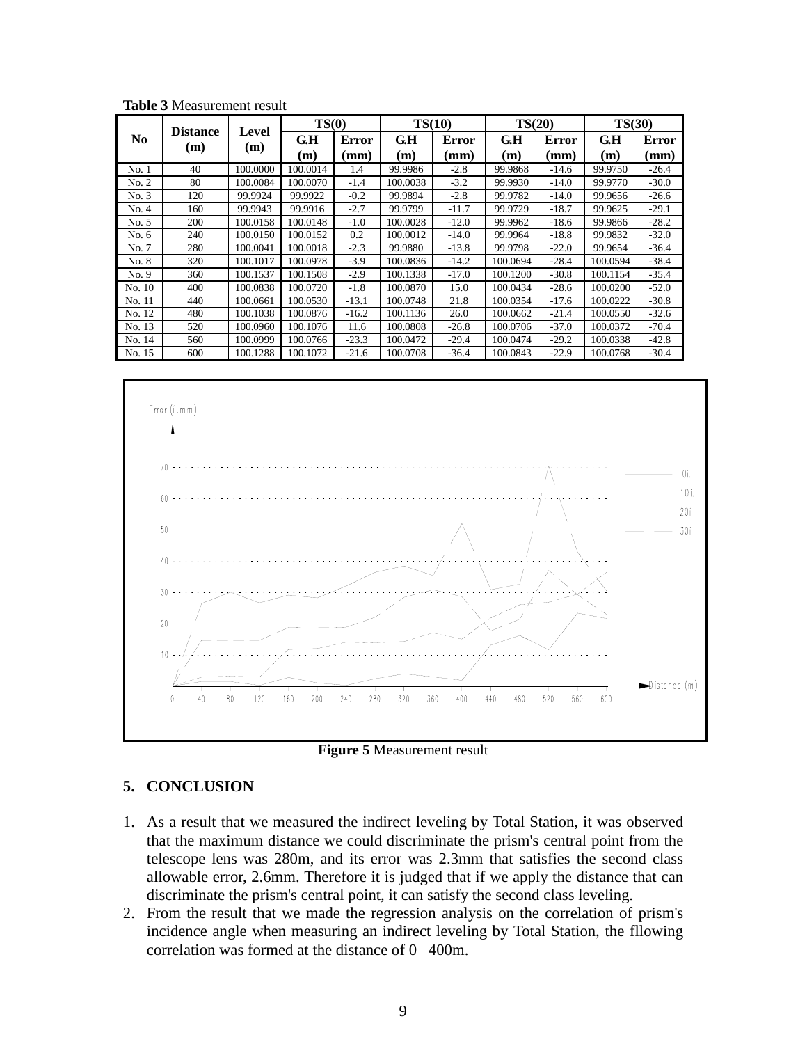**Table 3** Measurement result

| No | Distance (m) | Level (m) | TS(0) | | TS(10) | | TS(20) | | TS(30) | |
|---|---|---|---|---|---|---|---|---|---|---|
| | | | G.H (m) | Error (mm) | G.H (m) | Error (mm) | G.H (m) | Error (mm) | G.H (m) | Error (mm) |
| No. 1 | 40 | 100.0000 | 100.0014 | 1.4 | 99.9986 | -2.8 | 99.9868 | -14.6 | 99.9750 | -26.4 |
| No. 2 | 80 | 100.0084 | 100.0070 | -1.4 | 100.0038 | -3.2 | 99.9930 | -14.0 | 99.9770 | -30.0 |
| No. 3 | 120 | 99.9924 | 99.9922 | -0.2 | 99.9894 | -2.8 | 99.9782 | -14.0 | 99.9656 | -26.6 |
| No. 4 | 160 | 99.9943 | 99.9916 | -2.7 | 99.9799 | -11.7 | 99.9729 | -18.7 | 99.9625 | -29.1 |
| No. 5 | 200 | 100.0158 | 100.0148 | -1.0 | 100.0028 | -12.0 | 99.9962 | -18.6 | 99.9866 | -28.2 |
| No. 6 | 240 | 100.0150 | 100.0152 | 0.2 | 100.0012 | -14.0 | 99.9964 | -18.8 | 99.9832 | -32.0 |
| No. 7 | 280 | 100.0041 | 100.0018 | -2.3 | 99.9880 | -13.8 | 99.9798 | -22.0 | 99.9654 | -36.4 |
| No. 8 | 320 | 100.1017 | 100.0978 | -3.9 | 100.0836 | -14.2 | 100.0694 | -28.4 | 100.0594 | -38.4 |
| No. 9 | 360 | 100.1537 | 100.1508 | -2.9 | 100.1338 | -17.0 | 100.1200 | -30.8 | 100.1154 | -35.4 |
| No. 10 | 400 | 100.0838 | 100.0720 | -1.8 | 100.0870 | 15.0 | 100.0434 | -28.6 | 100.0200 | -52.0 |
| No. 11 | 440 | 100.0661 | 100.0530 | -13.1 | 100.0748 | 21.8 | 100.0354 | -17.6 | 100.0222 | -30.8 |
| No. 12 | 480 | 100.1038 | 100.0876 | -16.2 | 100.1136 | 26.0 | 100.0662 | -21.4 | 100.0550 | -32.6 |
| No. 13 | 520 | 100.0960 | 100.1076 | 11.6 | 100.0808 | -26.8 | 100.0706 | -37.0 | 100.0372 | -70.4 |
| No. 14 | 560 | 100.0999 | 100.0766 | -23.3 | 100.0472 | -29.4 | 100.0474 | -29.2 | 100.0338 | -42.8 |
| No. 15 | 600 | 100.1288 | 100.1072 | -21.6 | 100.0708 | -36.4 | 100.0843 | -22.9 | 100.0768 | -30.4 |

Error (i.mm)
70
60
50
40
30
20
10
0 40 80 120 160 200 240 280 320 360 400 440 480 520 560 600
Distance (m)
0i.
10i.
20i.
30i.

**Figure 5** Measurement result

## 5. CONCLUSION

1. As a result that we measured the indirect leveling by Total Station, it was observed that the maximum distance we could discriminate the prism's central point from the telescope lens was 280m, and its error was 2.3mm that satisfies the second class allowable error, 2.6mm. Therefore it is judged that if we apply the distance that can discriminate the prism's central point, it can satisfy the second class leveling.
2. From the result that we made the regression analysis on the correlation of prism's incidence angle when measuring an indirect leveling by Total Station, the fllowing correlation was formed at the distance of 0 400m.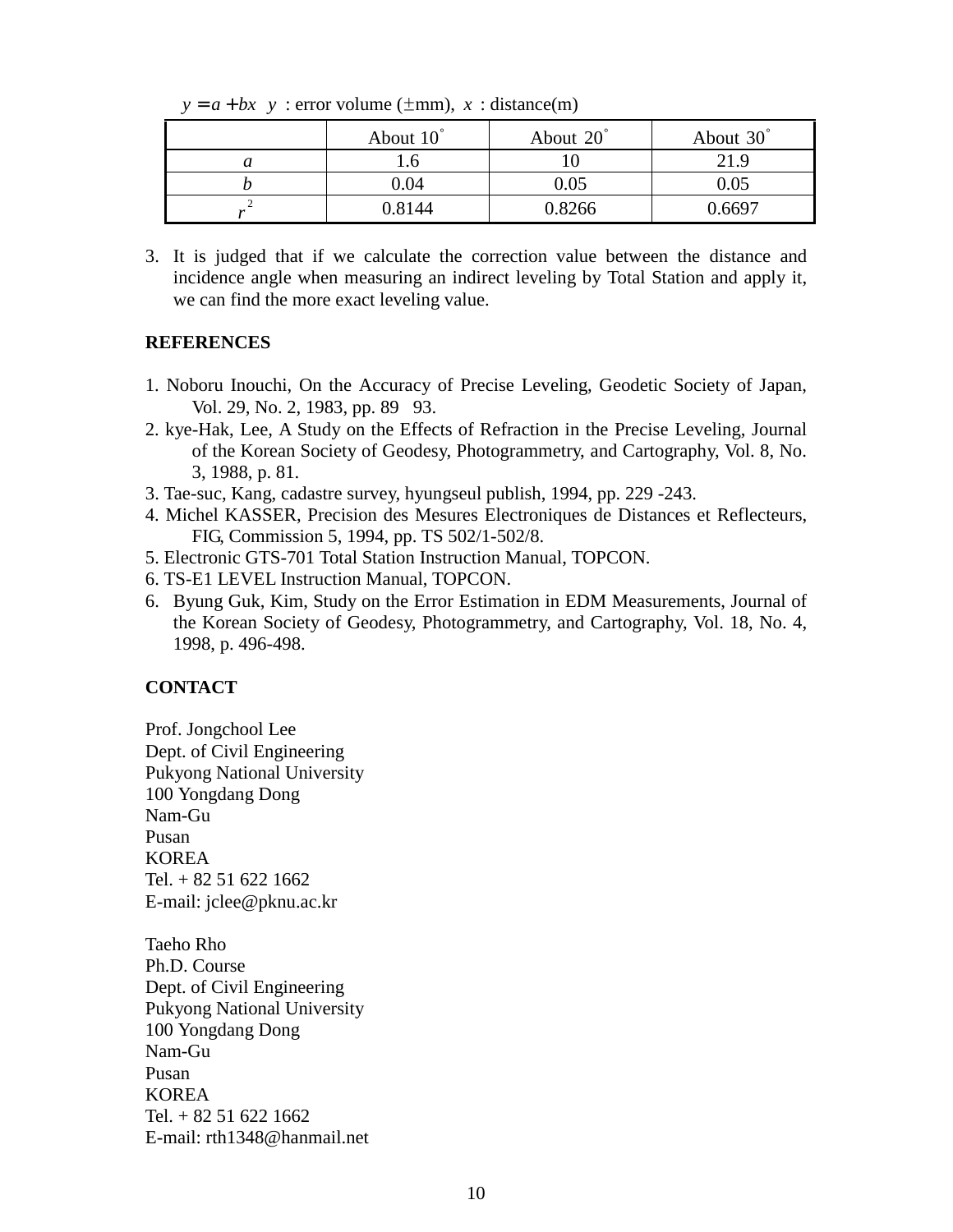$y = a + bx$  $y$ : error volume ($\pm$mm),  $x$ : distance(m)

| | About 10° | About 20° | About 30° |
|---|---|---|---|
| $a$ | 1.6 | 10 | 21.9 |
| $b$ | 0.04 | 0.05 | 0.05 |
| $r^2$ | 0.8144 | 0.8266 | 0.6697 |

3. It is judged that if we calculate the correction value between the distance and incidence angle when measuring an indirect leveling by Total Station and apply it, we can find the more exact leveling value.

**REFERENCES**

1. Noboru Inouchi, On the Accuracy of Precise Leveling, Geodetic Society of Japan, Vol. 29, No. 2, 1983, pp. 89 93.
2. kye-Hak, Lee, A Study on the Effects of Refraction in the Precise Leveling, Journal of the Korean Society of Geodesy, Photogrammetry, and Cartography, Vol. 8, No. 3, 1988, p. 81.
3. Tae-suc, Kang, cadastre survey, hyungseul publish, 1994, pp. 229 -243.
4. Michel KASSER, Precision des Mesures Electroniques de Distances et Reflecteurs, FIG, Commission 5, 1994, pp. TS 502/1-502/8.
5. Electronic GTS-701 Total Station Instruction Manual, TOPCON.
6. TS-E1 LEVEL Instruction Manual, TOPCON.
6. Byung Guk, Kim, Study on the Error Estimation in EDM Measurements, Journal of the Korean Society of Geodesy, Photogrammetry, and Cartography, Vol. 18, No. 4, 1998, p. 496-498.

**CONTACT**

Prof. Jongchool Lee
Dept. of Civil Engineering
Pukyong National University
100 Yongdang Dong
Nam-Gu
Pusan
KOREA
Tel. + 82 51 622 1662
E-mail: jclee@pknu.ac.kr

Taeho Rho
Ph.D. Course
Dept. of Civil Engineering
Pukyong National University
100 Yongdang Dong
Nam-Gu
Pusan
KOREA
Tel. + 82 51 622 1662
E-mail: rth1348@hanmail.net